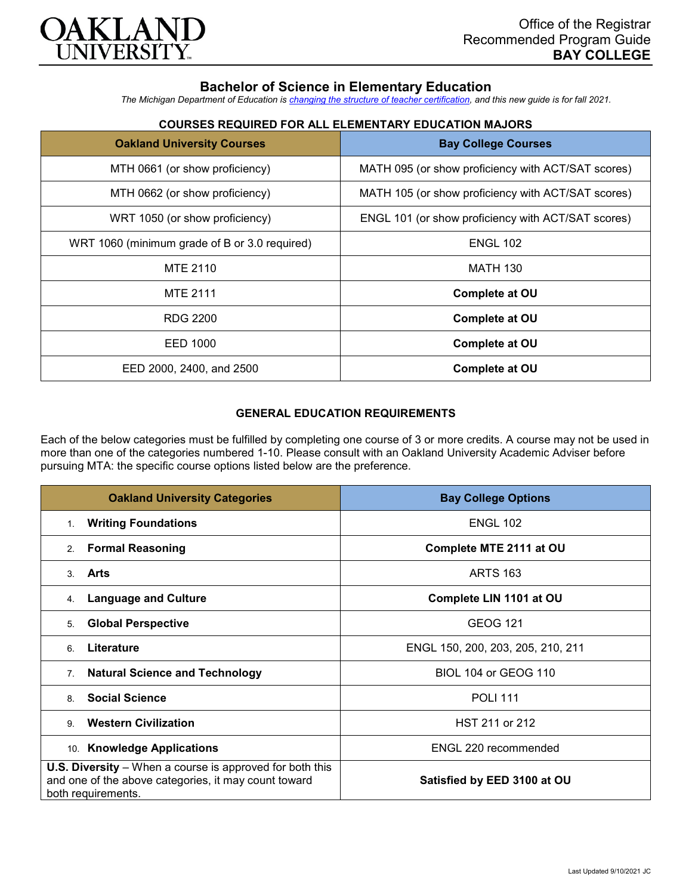# OAKLAND UNIVERSITY

Office of the Registrar
Recommended Program Guide
**BAY COLLEGE**

## Bachelor of Science in Elementary Education

*The Michigan Department of Education is changing the structure of teacher certification, and this new guide is for fall 2021.*

### COURSES REQUIRED FOR ALL ELEMENTARY EDUCATION MAJORS

| Oakland University Courses | Bay College Courses |
|---|---|
| MTH 0661 (or show proficiency) | MATH 095 (or show proficiency with ACT/SAT scores) |
| MTH 0662 (or show proficiency) | MATH 105 (or show proficiency with ACT/SAT scores) |
| WRT 1050 (or show proficiency) | ENGL 101 (or show proficiency with ACT/SAT scores) |
| WRT 1060 (minimum grade of B or 3.0 required) | ENGL 102 |
| MTE 2110 | MATH 130 |
| MTE 2111 | **Complete at OU** |
| RDG 2200 | **Complete at OU** |
| EED 1000 | **Complete at OU** |
| EED 2000, 2400, and 2500 | **Complete at OU** |

### GENERAL EDUCATION REQUIREMENTS

Each of the below categories must be fulfilled by completing one course of 3 or more credits. A course may not be used in more than one of the categories numbered 1-10. Please consult with an Oakland University Academic Adviser before pursuing MTA: the specific course options listed below are the preference.

| Oakland University Categories | Bay College Options |
|---|---|
| 1. **Writing Foundations** | ENGL 102 |
| 2. **Formal Reasoning** | **Complete MTE 2111 at OU** |
| 3. **Arts** | ARTS 163 |
| 4. **Language and Culture** | **Complete LIN 1101 at OU** |
| 5. **Global Perspective** | GEOG 121 |
| 6. **Literature** | ENGL 150, 200, 203, 205, 210, 211 |
| 7. **Natural Science and Technology** | BIOL 104 or GEOG 110 |
| 8. **Social Science** | POLI 111 |
| 9. **Western Civilization** | HST 211 or 212 |
| 10. **Knowledge Applications** | ENGL 220 recommended |
| **U.S. Diversity** – When a course is approved for both this and one of the above categories, it may count toward both requirements. | **Satisfied by EED 3100 at OU** |

Last Updated 9/10/2021 JC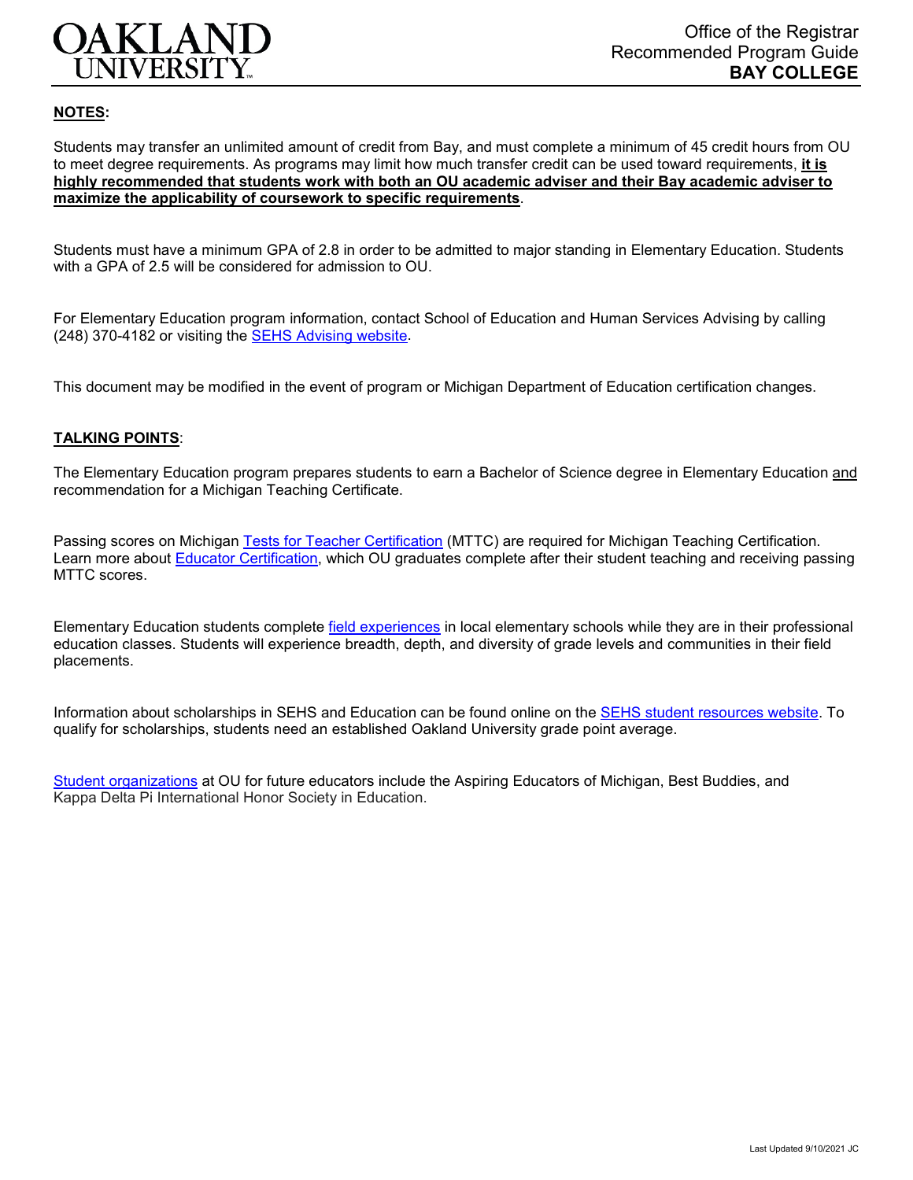**NOTES:**

Students may transfer an unlimited amount of credit from Bay, and must complete a minimum of 45 credit hours from OU to meet degree requirements. As programs may limit how much transfer credit can be used toward requirements, **it is highly recommended that students work with both an OU academic adviser and their Bay academic adviser to maximize the applicability of coursework to specific requirements**.

Students must have a minimum GPA of 2.8 in order to be admitted to major standing in Elementary Education. Students with a GPA of 2.5 will be considered for admission to OU.

For Elementary Education program information, contact School of Education and Human Services Advising by calling (248) 370-4182 or visiting the SEHS Advising website.

This document may be modified in the event of program or Michigan Department of Education certification changes.

**TALKING POINTS**:

The Elementary Education program prepares students to earn a Bachelor of Science degree in Elementary Education and recommendation for a Michigan Teaching Certificate.

Passing scores on Michigan Tests for Teacher Certification (MTTC) are required for Michigan Teaching Certification. Learn more about Educator Certification, which OU graduates complete after their student teaching and receiving passing MTTC scores.

Elementary Education students complete field experiences in local elementary schools while they are in their professional education classes. Students will experience breadth, depth, and diversity of grade levels and communities in their field placements.

Information about scholarships in SEHS and Education can be found online on the SEHS student resources website. To qualify for scholarships, students need an established Oakland University grade point average.

Student organizations at OU for future educators include the Aspiring Educators of Michigan, Best Buddies, and Kappa Delta Pi International Honor Society in Education.